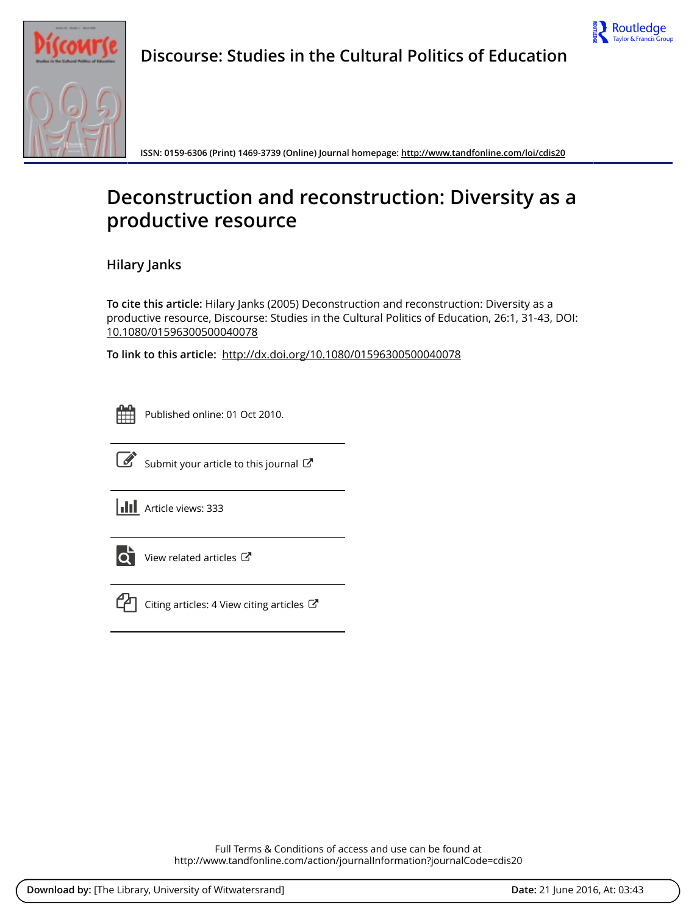**Discourse: Studies in the Cultural Politics of Education**

ISSN: 0159-6306 (Print) 1469-3739 (Online) Journal homepage: http://www.tandfonline.com/loi/cdis20

# Deconstruction and reconstruction: Diversity as a productive resource

**Hilary Janks**

**To cite this article:** Hilary Janks (2005) Deconstruction and reconstruction: Diversity as a productive resource, Discourse: Studies in the Cultural Politics of Education, 26:1, 31-43, DOI: 10.1080/01596300500040078

**To link to this article:** http://dx.doi.org/10.1080/01596300500040078

Published online: 01 Oct 2010.

Submit your article to this journal

Article views: 333

View related articles

Citing articles: 4 View citing articles

Full Terms & Conditions of access and use can be found at
http://www.tandfonline.com/action/journalInformation?journalCode=cdis20

**Download by:** [The Library, University of Witwatersrand] **Date:** 21 June 2016, At: 03:43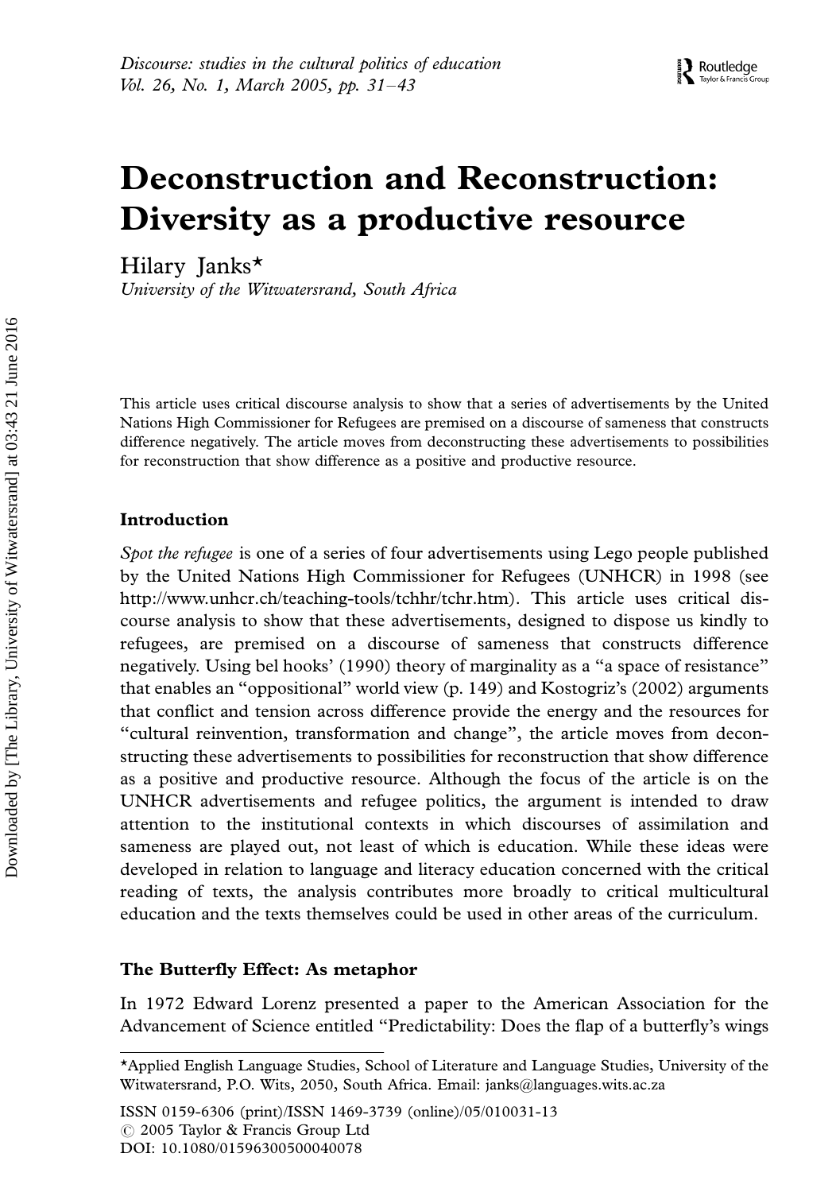# Deconstruction and Reconstruction: Diversity as a productive resource

Hilary Janks*

*University of the Witwatersrand, South Africa*

This article uses critical discourse analysis to show that a series of advertisements by the United Nations High Commissioner for Refugees are premised on a discourse of sameness that constructs difference negatively. The article moves from deconstructing these advertisements to possibilities for reconstruction that show difference as a positive and productive resource.

## Introduction

*Spot the refugee* is one of a series of four advertisements using Lego people published by the United Nations High Commissioner for Refugees (UNHCR) in 1998 (see http://www.unhcr.ch/teaching-tools/tchhr/tchr.htm). This article uses critical discourse analysis to show that these advertisements, designed to dispose us kindly to refugees, are premised on a discourse of sameness that constructs difference negatively. Using bel hooks' (1990) theory of marginality as a "a space of resistance" that enables an "oppositional" world view (p. 149) and Kostogriz's (2002) arguments that conflict and tension across difference provide the energy and the resources for "cultural reinvention, transformation and change", the article moves from deconstructing these advertisements to possibilities for reconstruction that show difference as a positive and productive resource. Although the focus of the article is on the UNHCR advertisements and refugee politics, the argument is intended to draw attention to the institutional contexts in which discourses of assimilation and sameness are played out, not least of which is education. While these ideas were developed in relation to language and literacy education concerned with the critical reading of texts, the analysis contributes more broadly to critical multicultural education and the texts themselves could be used in other areas of the curriculum.

## The Butterfly Effect: As metaphor

In 1972 Edward Lorenz presented a paper to the American Association for the Advancement of Science entitled "Predictability: Does the flap of a butterfly's wings

*Applied English Language Studies, School of Literature and Language Studies, University of the Witwatersrand, P.O. Wits, 2050, South Africa. Email: janks@languages.wits.ac.za

ISSN 0159-6306 (print)/ISSN 1469-3739 (online)/05/010031-13
© 2005 Taylor & Francis Group Ltd
DOI: 10.1080/01596300500040078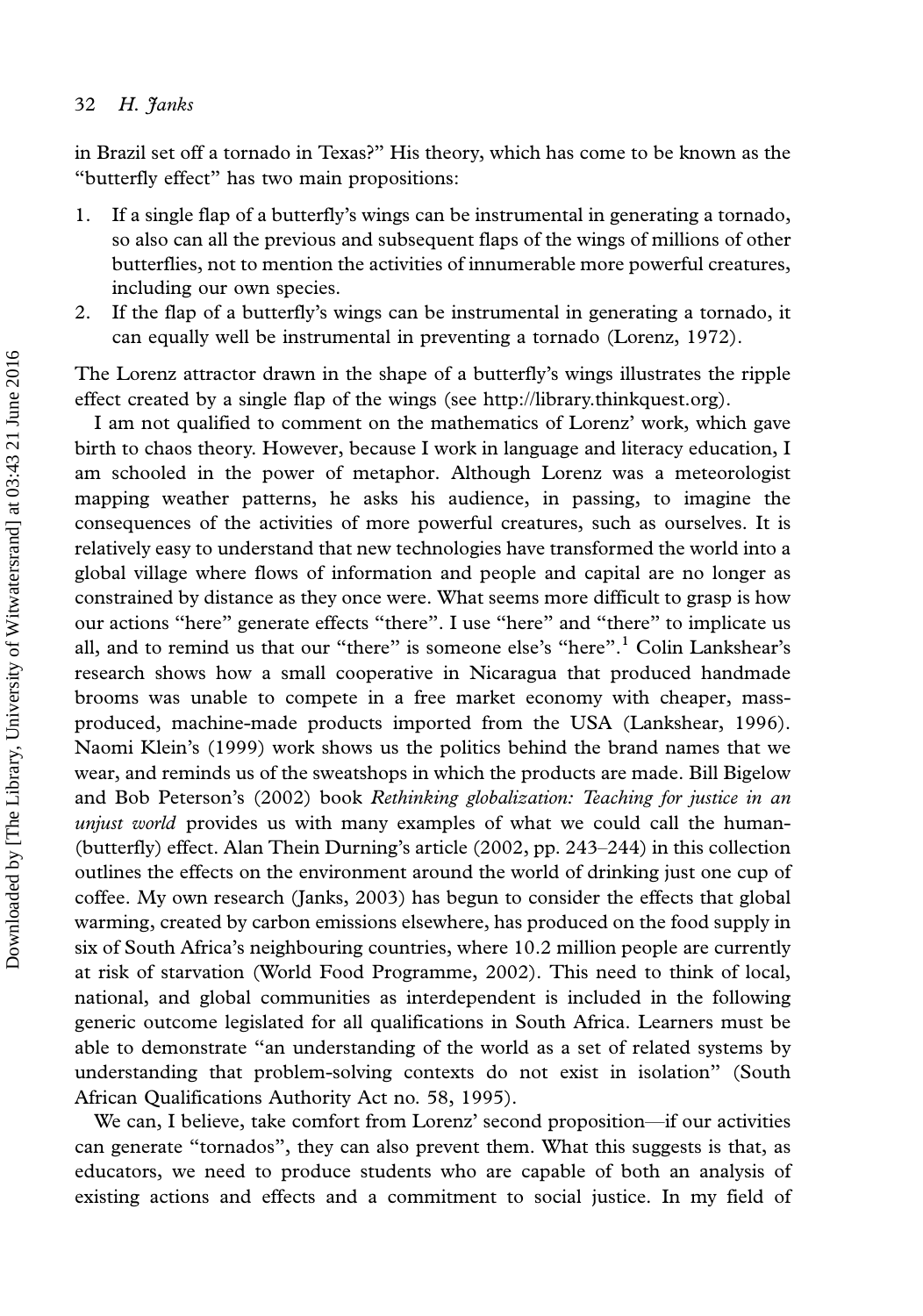in Brazil set off a tornado in Texas?" His theory, which has come to be known as the "butterfly effect" has two main propositions:

1. If a single flap of a butterfly's wings can be instrumental in generating a tornado, so also can all the previous and subsequent flaps of the wings of millions of other butterflies, not to mention the activities of innumerable more powerful creatures, including our own species.
2. If the flap of a butterfly's wings can be instrumental in generating a tornado, it can equally well be instrumental in preventing a tornado (Lorenz, 1972).

The Lorenz attractor drawn in the shape of a butterfly's wings illustrates the ripple effect created by a single flap of the wings (see http://library.thinkquest.org).

I am not qualified to comment on the mathematics of Lorenz' work, which gave birth to chaos theory. However, because I work in language and literacy education, I am schooled in the power of metaphor. Although Lorenz was a meteorologist mapping weather patterns, he asks his audience, in passing, to imagine the consequences of the activities of more powerful creatures, such as ourselves. It is relatively easy to understand that new technologies have transformed the world into a global village where flows of information and people and capital are no longer as constrained by distance as they once were. What seems more difficult to grasp is how our actions "here" generate effects "there". I use "here" and "there" to implicate us all, and to remind us that our "there" is someone else's "here".[1] Colin Lankshear's research shows how a small cooperative in Nicaragua that produced handmade brooms was unable to compete in a free market economy with cheaper, mass-produced, machine-made products imported from the USA (Lankshear, 1996). Naomi Klein's (1999) work shows us the politics behind the brand names that we wear, and reminds us of the sweatshops in which the products are made. Bill Bigelow and Bob Peterson's (2002) book *Rethinking globalization: Teaching for justice in an unjust world* provides us with many examples of what we could call the human-(butterfly) effect. Alan Thein Durning's article (2002, pp. 243–244) in this collection outlines the effects on the environment around the world of drinking just one cup of coffee. My own research (Janks, 2003) has begun to consider the effects that global warming, created by carbon emissions elsewhere, has produced on the food supply in six of South Africa's neighbouring countries, where 10.2 million people are currently at risk of starvation (World Food Programme, 2002). This need to think of local, national, and global communities as interdependent is included in the following generic outcome legislated for all qualifications in South Africa. Learners must be able to demonstrate "an understanding of the world as a set of related systems by understanding that problem-solving contexts do not exist in isolation" (South African Qualifications Authority Act no. 58, 1995).

We can, I believe, take comfort from Lorenz' second proposition—if our activities can generate "tornados", they can also prevent them. What this suggests is that, as educators, we need to produce students who are capable of both an analysis of existing actions and effects and a commitment to social justice. In my field of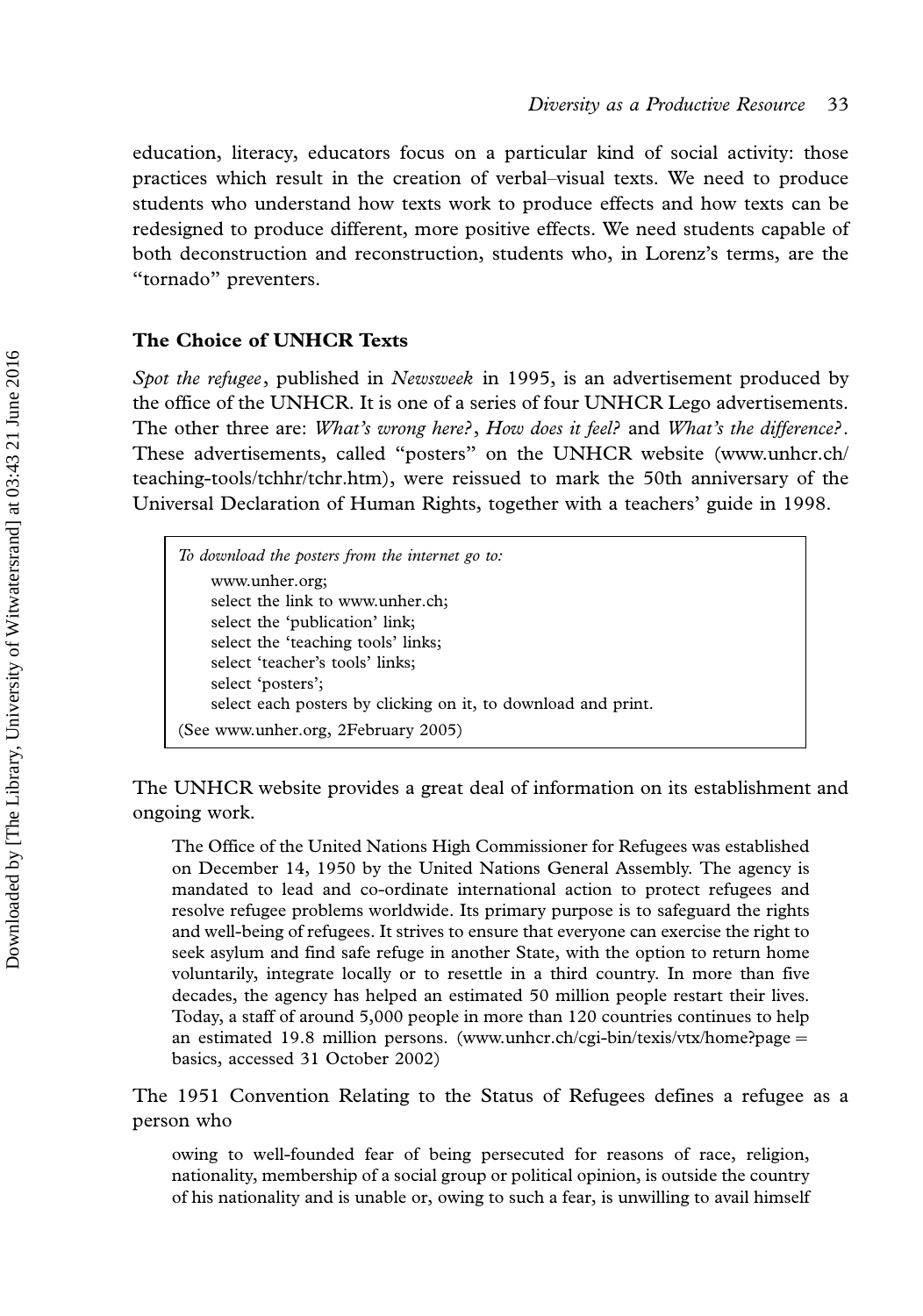education, literacy, educators focus on a particular kind of social activity: those practices which result in the creation of verbal–visual texts. We need to produce students who understand how texts work to produce effects and how texts can be redesigned to produce different, more positive effects. We need students capable of both deconstruction and reconstruction, students who, in Lorenz's terms, are the "tornado" preventers.

## The Choice of UNHCR Texts

*Spot the refugee*, published in *Newsweek* in 1995, is an advertisement produced by the office of the UNHCR. It is one of a series of four UNHCR Lego advertisements. The other three are: *What's wrong here?*, *How does it feel?* and *What's the difference?*. These advertisements, called "posters" on the UNHCR website (www.unhcr.ch/teaching-tools/tchhr/tchr.htm), were reissued to mark the 50th anniversary of the Universal Declaration of Human Rights, together with a teachers' guide in 1998.

> *To download the posters from the internet go to:*
>
> www.unher.org;
> select the link to www.unher.ch;
> select the 'publication' link;
> select the 'teaching tools' links;
> select 'teacher's tools' links;
> select 'posters';
> select each posters by clicking on it, to download and print.
>
> (See www.unher.org, 2February 2005)

The UNHCR website provides a great deal of information on its establishment and ongoing work.

> The Office of the United Nations High Commissioner for Refugees was established on December 14, 1950 by the United Nations General Assembly. The agency is mandated to lead and co-ordinate international action to protect refugees and resolve refugee problems worldwide. Its primary purpose is to safeguard the rights and well-being of refugees. It strives to ensure that everyone can exercise the right to seek asylum and find safe refuge in another State, with the option to return home voluntarily, integrate locally or to resettle in a third country. In more than five decades, the agency has helped an estimated 50 million people restart their lives. Today, a staff of around 5,000 people in more than 120 countries continues to help an estimated 19.8 million persons. (www.unhcr.ch/cgi-bin/texis/vtx/home?page = basics, accessed 31 October 2002)

The 1951 Convention Relating to the Status of Refugees defines a refugee as a person who

> owing to well-founded fear of being persecuted for reasons of race, religion, nationality, membership of a social group or political opinion, is outside the country of his nationality and is unable or, owing to such a fear, is unwilling to avail himself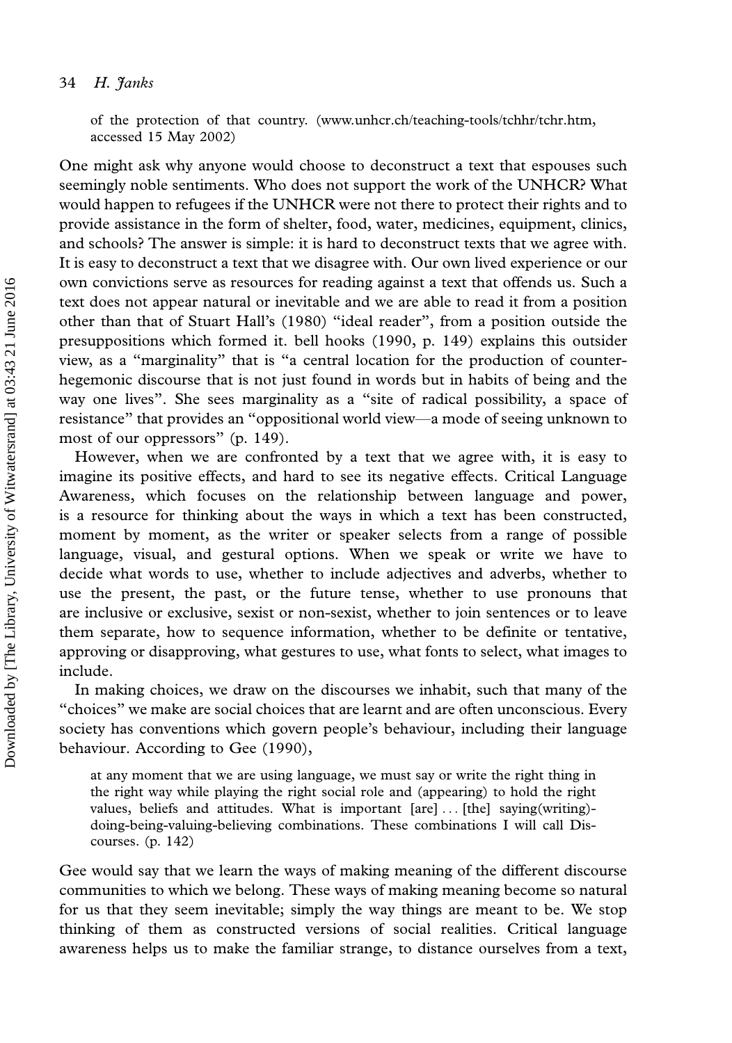of the protection of that country. (www.unhcr.ch/teaching-tools/tchhr/tchr.htm, accessed 15 May 2002)

One might ask why anyone would choose to deconstruct a text that espouses such seemingly noble sentiments. Who does not support the work of the UNHCR? What would happen to refugees if the UNHCR were not there to protect their rights and to provide assistance in the form of shelter, food, water, medicines, equipment, clinics, and schools? The answer is simple: it is hard to deconstruct texts that we agree with. It is easy to deconstruct a text that we disagree with. Our own lived experience or our own convictions serve as resources for reading against a text that offends us. Such a text does not appear natural or inevitable and we are able to read it from a position other than that of Stuart Hall's (1980) "ideal reader", from a position outside the presuppositions which formed it. bell hooks (1990, p. 149) explains this outsider view, as a "marginality" that is "a central location for the production of counter-hegemonic discourse that is not just found in words but in habits of being and the way one lives". She sees marginality as a "site of radical possibility, a space of resistance" that provides an "oppositional world view—a mode of seeing unknown to most of our oppressors" (p. 149).

However, when we are confronted by a text that we agree with, it is easy to imagine its positive effects, and hard to see its negative effects. Critical Language Awareness, which focuses on the relationship between language and power, is a resource for thinking about the ways in which a text has been constructed, moment by moment, as the writer or speaker selects from a range of possible language, visual, and gestural options. When we speak or write we have to decide what words to use, whether to include adjectives and adverbs, whether to use the present, the past, or the future tense, whether to use pronouns that are inclusive or exclusive, sexist or non-sexist, whether to join sentences or to leave them separate, how to sequence information, whether to be definite or tentative, approving or disapproving, what gestures to use, what fonts to select, what images to include.

In making choices, we draw on the discourses we inhabit, such that many of the "choices" we make are social choices that are learnt and are often unconscious. Every society has conventions which govern people's behaviour, including their language behaviour. According to Gee (1990),

> at any moment that we are using language, we must say or write the right thing in the right way while playing the right social role and (appearing) to hold the right values, beliefs and attitudes. What is important [are] ... [the] saying(writing)-doing-being-valuing-believing combinations. These combinations I will call Discourses. (p. 142)

Gee would say that we learn the ways of making meaning of the different discourse communities to which we belong. These ways of making meaning become so natural for us that they seem inevitable; simply the way things are meant to be. We stop thinking of them as constructed versions of social realities. Critical language awareness helps us to make the familiar strange, to distance ourselves from a text,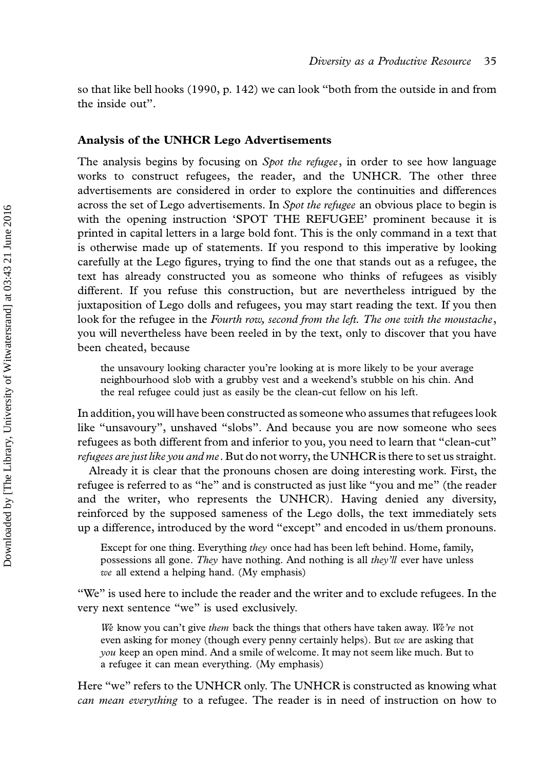so that like bell hooks (1990, p. 142) we can look "both from the outside in and from the inside out".

## Analysis of the UNHCR Lego Advertisements

The analysis begins by focusing on *Spot the refugee*, in order to see how language works to construct refugees, the reader, and the UNHCR. The other three advertisements are considered in order to explore the continuities and differences across the set of Lego advertisements. In *Spot the refugee* an obvious place to begin is with the opening instruction 'SPOT THE REFUGEE' prominent because it is printed in capital letters in a large bold font. This is the only command in a text that is otherwise made up of statements. If you respond to this imperative by looking carefully at the Lego figures, trying to find the one that stands out as a refugee, the text has already constructed you as someone who thinks of refugees as visibly different. If you refuse this construction, but are nevertheless intrigued by the juxtaposition of Lego dolls and refugees, you may start reading the text. If you then look for the refugee in the *Fourth row, second from the left. The one with the moustache*, you will nevertheless have been reeled in by the text, only to discover that you have been cheated, because

> the unsavoury looking character you're looking at is more likely to be your average neighbourhood slob with a grubby vest and a weekend's stubble on his chin. And the real refugee could just as easily be the clean-cut fellow on his left.

In addition, you will have been constructed as someone who assumes that refugees look like "unsavoury", unshaved "slobs". And because you are now someone who sees refugees as both different from and inferior to you, you need to learn that "clean-cut" *refugees are just like you and me*. But do not worry, the UNHCR is there to set us straight.

Already it is clear that the pronouns chosen are doing interesting work. First, the refugee is referred to as "he" and is constructed as just like "you and me" (the reader and the writer, who represents the UNHCR). Having denied any diversity, reinforced by the supposed sameness of the Lego dolls, the text immediately sets up a difference, introduced by the word "except" and encoded in us/them pronouns.

> Except for one thing. Everything *they* once had has been left behind. Home, family, possessions all gone. *They* have nothing. And nothing is all *they'll* ever have unless *we* all extend a helping hand. (My emphasis)

"We" is used here to include the reader and the writer and to exclude refugees. In the very next sentence "we" is used exclusively.

> *We* know you can't give *them* back the things that others have taken away. *We're* not even asking for money (though every penny certainly helps). But *we* are asking that *you* keep an open mind. And a smile of welcome. It may not seem like much. But to a refugee it can mean everything. (My emphasis)

Here "we" refers to the UNHCR only. The UNHCR is constructed as knowing what *can mean everything* to a refugee. The reader is in need of instruction on how to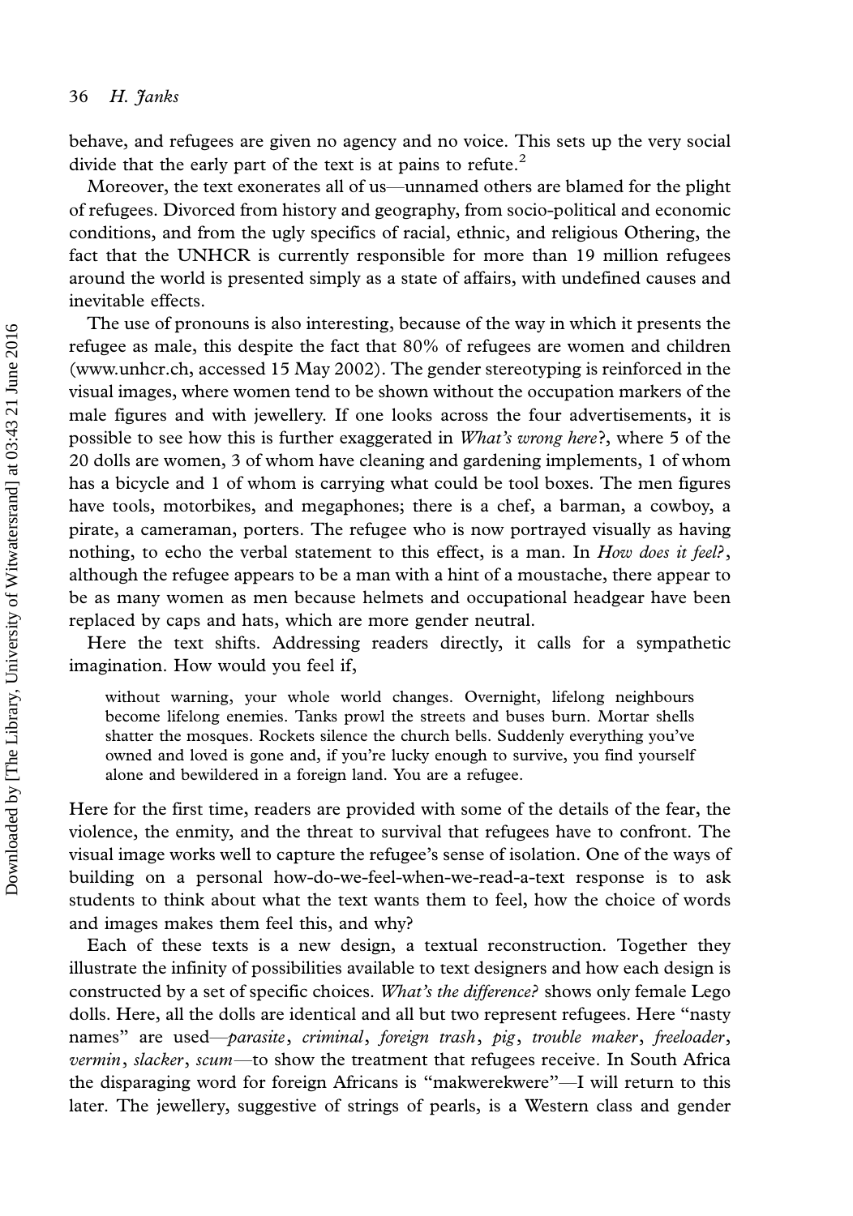behave, and refugees are given no agency and no voice. This sets up the very social divide that the early part of the text is at pains to refute.[2]

Moreover, the text exonerates all of us—unnamed others are blamed for the plight of refugees. Divorced from history and geography, from socio-political and economic conditions, and from the ugly specifics of racial, ethnic, and religious Othering, the fact that the UNHCR is currently responsible for more than 19 million refugees around the world is presented simply as a state of affairs, with undefined causes and inevitable effects.

The use of pronouns is also interesting, because of the way in which it presents the refugee as male, this despite the fact that 80% of refugees are women and children (www.unhcr.ch, accessed 15 May 2002). The gender stereotyping is reinforced in the visual images, where women tend to be shown without the occupation markers of the male figures and with jewellery. If one looks across the four advertisements, it is possible to see how this is further exaggerated in *What's wrong here*?, where 5 of the 20 dolls are women, 3 of whom have cleaning and gardening implements, 1 of whom has a bicycle and 1 of whom is carrying what could be tool boxes. The men figures have tools, motorbikes, and megaphones; there is a chef, a barman, a cowboy, a pirate, a cameraman, porters. The refugee who is now portrayed visually as having nothing, to echo the verbal statement to this effect, is a man. In *How does it feel?*, although the refugee appears to be a man with a hint of a moustache, there appear to be as many women as men because helmets and occupational headgear have been replaced by caps and hats, which are more gender neutral.

Here the text shifts. Addressing readers directly, it calls for a sympathetic imagination. How would you feel if,

> without warning, your whole world changes. Overnight, lifelong neighbours become lifelong enemies. Tanks prowl the streets and buses burn. Mortar shells shatter the mosques. Rockets silence the church bells. Suddenly everything you've owned and loved is gone and, if you're lucky enough to survive, you find yourself alone and bewildered in a foreign land. You are a refugee.

Here for the first time, readers are provided with some of the details of the fear, the violence, the enmity, and the threat to survival that refugees have to confront. The visual image works well to capture the refugee's sense of isolation. One of the ways of building on a personal how-do-we-feel-when-we-read-a-text response is to ask students to think about what the text wants them to feel, how the choice of words and images makes them feel this, and why?

Each of these texts is a new design, a textual reconstruction. Together they illustrate the infinity of possibilities available to text designers and how each design is constructed by a set of specific choices. *What's the difference?* shows only female Lego dolls. Here, all the dolls are identical and all but two represent refugees. Here "nasty names" are used—*parasite*, *criminal*, *foreign trash*, *pig*, *trouble maker*, *freeloader*, *vermin*, *slacker*, *scum*—to show the treatment that refugees receive. In South Africa the disparaging word for foreign Africans is "makwerekwere"—I will return to this later. The jewellery, suggestive of strings of pearls, is a Western class and gender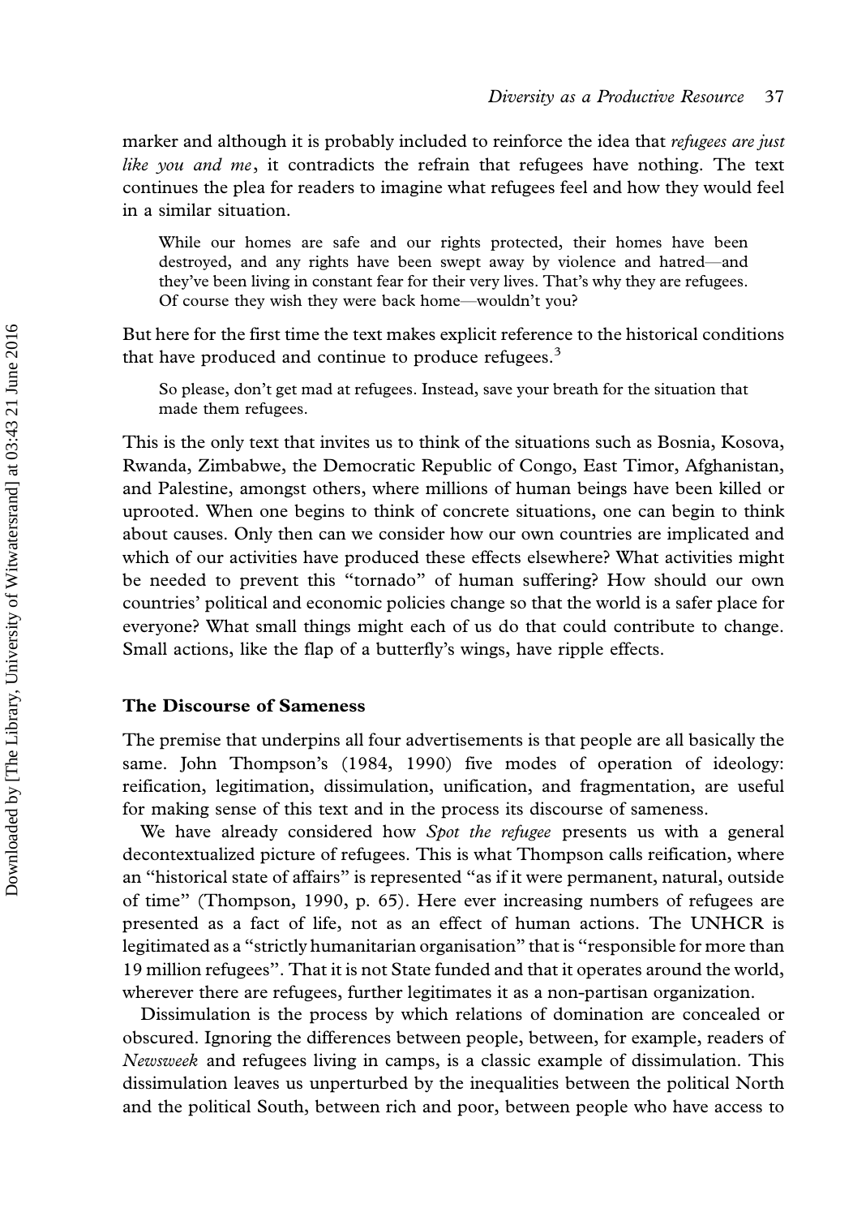marker and although it is probably included to reinforce the idea that *refugees are just like you and me*, it contradicts the refrain that refugees have nothing. The text continues the plea for readers to imagine what refugees feel and how they would feel in a similar situation.

> While our homes are safe and our rights protected, their homes have been destroyed, and any rights have been swept away by violence and hatred—and they've been living in constant fear for their very lives. That's why they are refugees. Of course they wish they were back home—wouldn't you?

But here for the first time the text makes explicit reference to the historical conditions that have produced and continue to produce refugees.[3]

> So please, don't get mad at refugees. Instead, save your breath for the situation that made them refugees.

This is the only text that invites us to think of the situations such as Bosnia, Kosova, Rwanda, Zimbabwe, the Democratic Republic of Congo, East Timor, Afghanistan, and Palestine, amongst others, where millions of human beings have been killed or uprooted. When one begins to think of concrete situations, one can begin to think about causes. Only then can we consider how our own countries are implicated and which of our activities have produced these effects elsewhere? What activities might be needed to prevent this "tornado" of human suffering? How should our own countries' political and economic policies change so that the world is a safer place for everyone? What small things might each of us do that could contribute to change. Small actions, like the flap of a butterfly's wings, have ripple effects.

## The Discourse of Sameness

The premise that underpins all four advertisements is that people are all basically the same. John Thompson's (1984, 1990) five modes of operation of ideology: reification, legitimation, dissimulation, unification, and fragmentation, are useful for making sense of this text and in the process its discourse of sameness.

We have already considered how *Spot the refugee* presents us with a general decontextualized picture of refugees. This is what Thompson calls reification, where an "historical state of affairs" is represented "as if it were permanent, natural, outside of time" (Thompson, 1990, p. 65). Here ever increasing numbers of refugees are presented as a fact of life, not as an effect of human actions. The UNHCR is legitimated as a "strictly humanitarian organisation" that is "responsible for more than 19 million refugees". That it is not State funded and that it operates around the world, wherever there are refugees, further legitimates it as a non-partisan organization.

Dissimulation is the process by which relations of domination are concealed or obscured. Ignoring the differences between people, between, for example, readers of *Newsweek* and refugees living in camps, is a classic example of dissimulation. This dissimulation leaves us unperturbed by the inequalities between the political North and the political South, between rich and poor, between people who have access to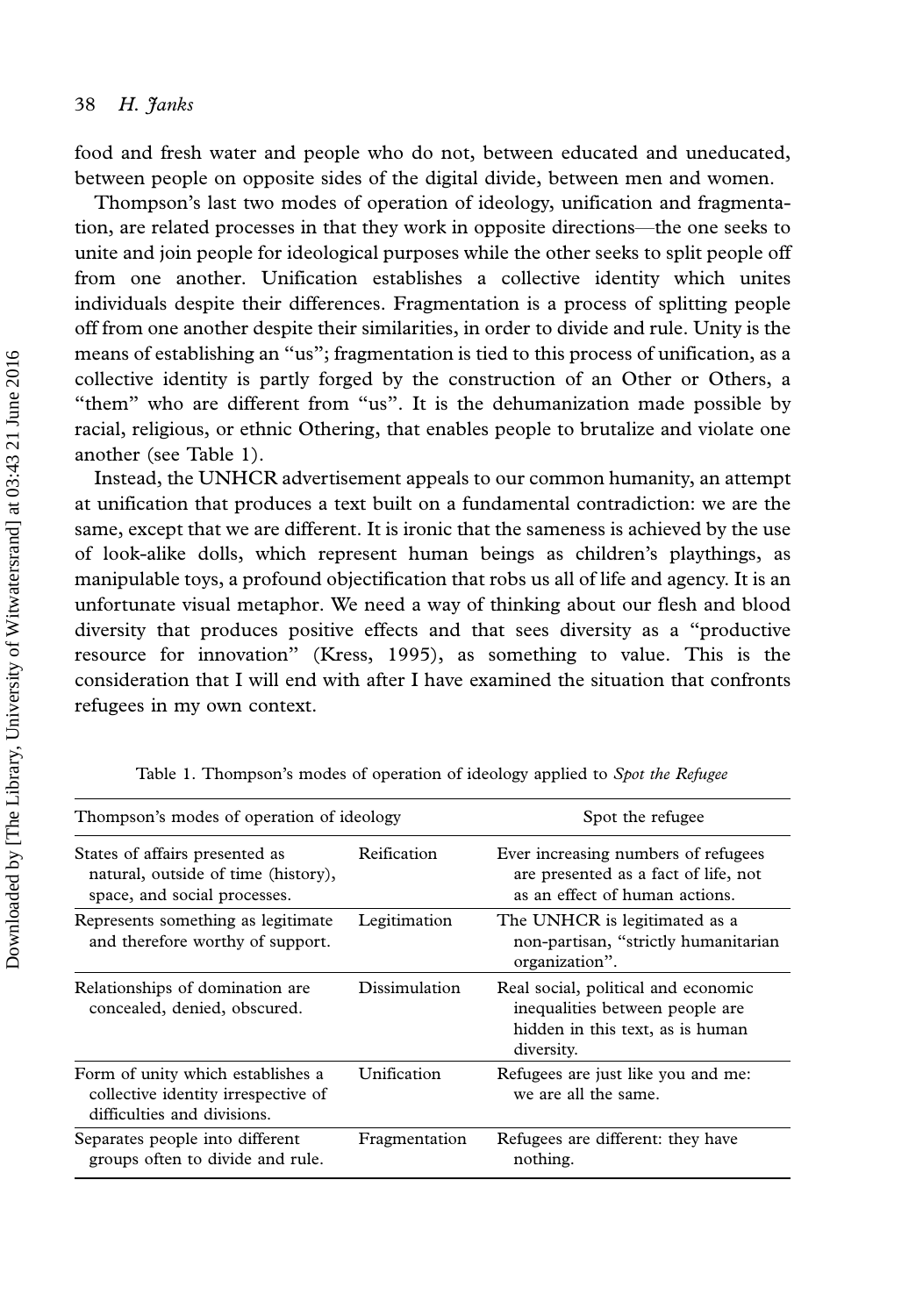food and fresh water and people who do not, between educated and uneducated, between people on opposite sides of the digital divide, between men and women.

Thompson's last two modes of operation of ideology, unification and fragmentation, are related processes in that they work in opposite directions—the one seeks to unite and join people for ideological purposes while the other seeks to split people off from one another. Unification establishes a collective identity which unites individuals despite their differences. Fragmentation is a process of splitting people off from one another despite their similarities, in order to divide and rule. Unity is the means of establishing an "us"; fragmentation is tied to this process of unification, as a collective identity is partly forged by the construction of an Other or Others, a "them" who are different from "us". It is the dehumanization made possible by racial, religious, or ethnic Othering, that enables people to brutalize and violate one another (see Table 1).

Instead, the UNHCR advertisement appeals to our common humanity, an attempt at unification that produces a text built on a fundamental contradiction: we are the same, except that we are different. It is ironic that the sameness is achieved by the use of look-alike dolls, which represent human beings as children's playthings, as manipulable toys, a profound objectification that robs us all of life and agency. It is an unfortunate visual metaphor. We need a way of thinking about our flesh and blood diversity that produces positive effects and that sees diversity as a "productive resource for innovation" (Kress, 1995), as something to value. This is the consideration that I will end with after I have examined the situation that confronts refugees in my own context.

Table 1. Thompson's modes of operation of ideology applied to *Spot the Refugee*

| Thompson's modes of operation of ideology | | Spot the refugee |
|---|---|---|
| States of affairs presented as natural, outside of time (history), space, and social processes. | Reification | Ever increasing numbers of refugees are presented as a fact of life, not as an effect of human actions. |
| Represents something as legitimate and therefore worthy of support. | Legitimation | The UNHCR is legitimated as a non-partisan, "strictly humanitarian organization". |
| Relationships of domination are concealed, denied, obscured. | Dissimulation | Real social, political and economic inequalities between people are hidden in this text, as is human diversity. |
| Form of unity which establishes a collective identity irrespective of difficulties and divisions. | Unification | Refugees are just like you and me: we are all the same. |
| Separates people into different groups often to divide and rule. | Fragmentation | Refugees are different: they have nothing. |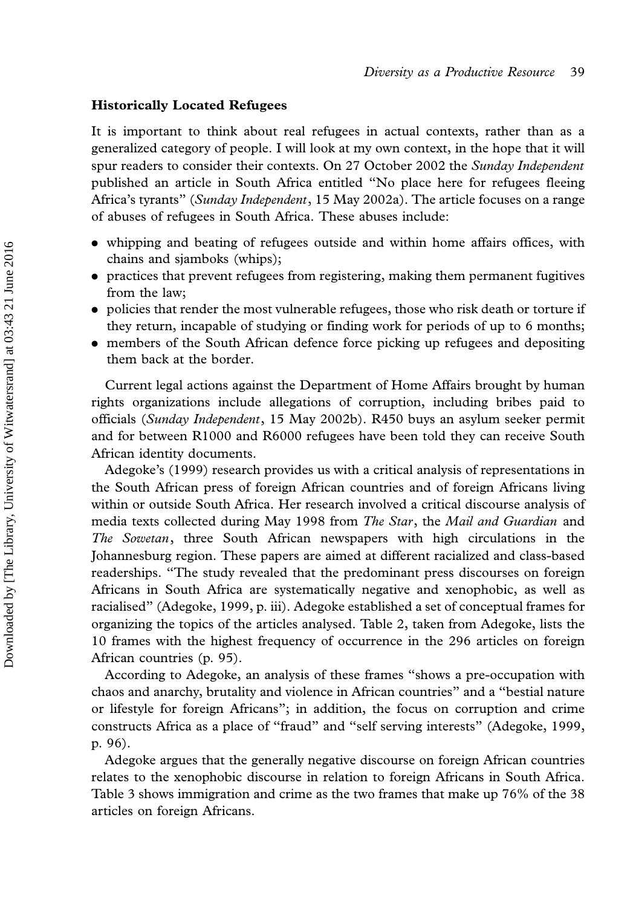### Historically Located Refugees

It is important to think about real refugees in actual contexts, rather than as a generalized category of people. I will look at my own context, in the hope that it will spur readers to consider their contexts. On 27 October 2002 the *Sunday Independent* published an article in South Africa entitled "No place here for refugees fleeing Africa's tyrants" (*Sunday Independent*, 15 May 2002a). The article focuses on a range of abuses of refugees in South Africa. These abuses include:

- whipping and beating of refugees outside and within home affairs offices, with chains and sjamboks (whips);
- practices that prevent refugees from registering, making them permanent fugitives from the law;
- policies that render the most vulnerable refugees, those who risk death or torture if they return, incapable of studying or finding work for periods of up to 6 months;
- members of the South African defence force picking up refugees and depositing them back at the border.

Current legal actions against the Department of Home Affairs brought by human rights organizations include allegations of corruption, including bribes paid to officials (*Sunday Independent*, 15 May 2002b). R450 buys an asylum seeker permit and for between R1000 and R6000 refugees have been told they can receive South African identity documents.

Adegoke's (1999) research provides us with a critical analysis of representations in the South African press of foreign African countries and of foreign Africans living within or outside South Africa. Her research involved a critical discourse analysis of media texts collected during May 1998 from *The Star*, the *Mail and Guardian* and *The Sowetan*, three South African newspapers with high circulations in the Johannesburg region. These papers are aimed at different racialized and class-based readerships. "The study revealed that the predominant press discourses on foreign Africans in South Africa are systematically negative and xenophobic, as well as racialised" (Adegoke, 1999, p. iii). Adegoke established a set of conceptual frames for organizing the topics of the articles analysed. Table 2, taken from Adegoke, lists the 10 frames with the highest frequency of occurrence in the 296 articles on foreign African countries (p. 95).

According to Adegoke, an analysis of these frames "shows a pre-occupation with chaos and anarchy, brutality and violence in African countries" and a "bestial nature or lifestyle for foreign Africans"; in addition, the focus on corruption and crime constructs Africa as a place of "fraud" and "self serving interests" (Adegoke, 1999, p. 96).

Adegoke argues that the generally negative discourse on foreign African countries relates to the xenophobic discourse in relation to foreign Africans in South Africa. Table 3 shows immigration and crime as the two frames that make up 76% of the 38 articles on foreign Africans.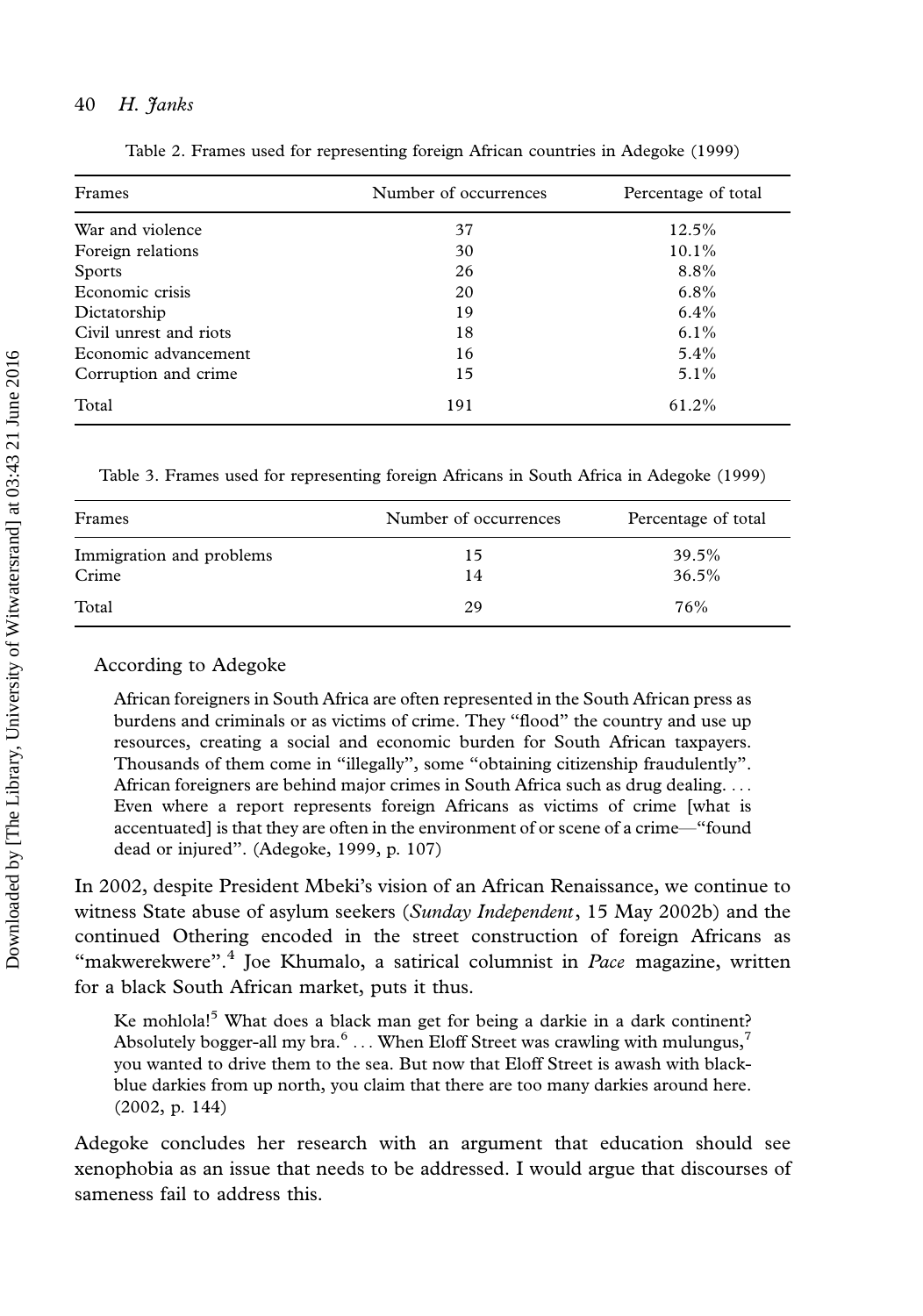Table 2. Frames used for representing foreign African countries in Adegoke (1999)

| Frames | Number of occurrences | Percentage of total |
|---|---|---|
| War and violence | 37 | 12.5% |
| Foreign relations | 30 | 10.1% |
| Sports | 26 | 8.8% |
| Economic crisis | 20 | 6.8% |
| Dictatorship | 19 | 6.4% |
| Civil unrest and riots | 18 | 6.1% |
| Economic advancement | 16 | 5.4% |
| Corruption and crime | 15 | 5.1% |
| Total | 191 | 61.2% |

Table 3. Frames used for representing foreign Africans in South Africa in Adegoke (1999)

| Frames | Number of occurrences | Percentage of total |
|---|---|---|
| Immigration and problems | 15 | 39.5% |
| Crime | 14 | 36.5% |
| Total | 29 | 76% |

According to Adegoke

> African foreigners in South Africa are often represented in the South African press as burdens and criminals or as victims of crime. They "flood" the country and use up resources, creating a social and economic burden for South African taxpayers. Thousands of them come in "illegally", some "obtaining citizenship fraudulently". African foreigners are behind major crimes in South Africa such as drug dealing. … Even where a report represents foreign Africans as victims of crime [what is accentuated] is that they are often in the environment of or scene of a crime—"found dead or injured". (Adegoke, 1999, p. 107)

In 2002, despite President Mbeki's vision of an African Renaissance, we continue to witness State abuse of asylum seekers (*Sunday Independent*, 15 May 2002b) and the continued Othering encoded in the street construction of foreign Africans as "makwerekwere".[4] Joe Khumalo, a satirical columnist in *Pace* magazine, written for a black South African market, puts it thus.

> Ke mohlola![5] What does a black man get for being a darkie in a dark continent? Absolutely bogger-all my bra.[6] … When Eloff Street was crawling with mulungus,[7] you wanted to drive them to the sea. But now that Eloff Street is awash with black-blue darkies from up north, you claim that there are too many darkies around here. (2002, p. 144)

Adegoke concludes her research with an argument that education should see xenophobia as an issue that needs to be addressed. I would argue that discourses of sameness fail to address this.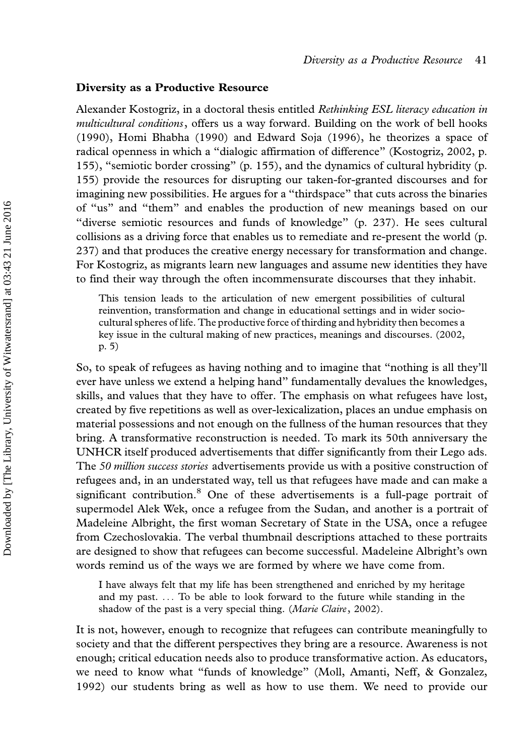## Diversity as a Productive Resource

Alexander Kostogriz, in a doctoral thesis entitled *Rethinking ESL literacy education in multicultural conditions*, offers us a way forward. Building on the work of bell hooks (1990), Homi Bhabha (1990) and Edward Soja (1996), he theorizes a space of radical openness in which a "dialogic affirmation of difference" (Kostogriz, 2002, p. 155), "semiotic border crossing" (p. 155), and the dynamics of cultural hybridity (p. 155) provide the resources for disrupting our taken-for-granted discourses and for imagining new possibilities. He argues for a "thirdspace" that cuts across the binaries of "us" and "them" and enables the production of new meanings based on our "diverse semiotic resources and funds of knowledge" (p. 237). He sees cultural collisions as a driving force that enables us to remediate and re-present the world (p. 237) and that produces the creative energy necessary for transformation and change. For Kostogriz, as migrants learn new languages and assume new identities they have to find their way through the often incommensurate discourses that they inhabit.

> This tension leads to the articulation of new emergent possibilities of cultural reinvention, transformation and change in educational settings and in wider socio-cultural spheres of life. The productive force of thirding and hybridity then becomes a key issue in the cultural making of new practices, meanings and discourses. (2002, p. 5)

So, to speak of refugees as having nothing and to imagine that "nothing is all they'll ever have unless we extend a helping hand" fundamentally devalues the knowledges, skills, and values that they have to offer. The emphasis on what refugees have lost, created by five repetitions as well as over-lexicalization, places an undue emphasis on material possessions and not enough on the fullness of the human resources that they bring. A transformative reconstruction is needed. To mark its 50th anniversary the UNHCR itself produced advertisements that differ significantly from their Lego ads. The *50 million success stories* advertisements provide us with a positive construction of refugees and, in an understated way, tell us that refugees have made and can make a significant contribution.[8] One of these advertisements is a full-page portrait of supermodel Alek Wek, once a refugee from the Sudan, and another is a portrait of Madeleine Albright, the first woman Secretary of State in the USA, once a refugee from Czechoslovakia. The verbal thumbnail descriptions attached to these portraits are designed to show that refugees can become successful. Madeleine Albright's own words remind us of the ways we are formed by where we have come from.

> I have always felt that my life has been strengthened and enriched by my heritage and my past. ... To be able to look forward to the future while standing in the shadow of the past is a very special thing. (*Marie Claire*, 2002).

It is not, however, enough to recognize that refugees can contribute meaningfully to society and that the different perspectives they bring are a resource. Awareness is not enough; critical education needs also to produce transformative action. As educators, we need to know what "funds of knowledge" (Moll, Amanti, Neff, & Gonzalez, 1992) our students bring as well as how to use them. We need to provide our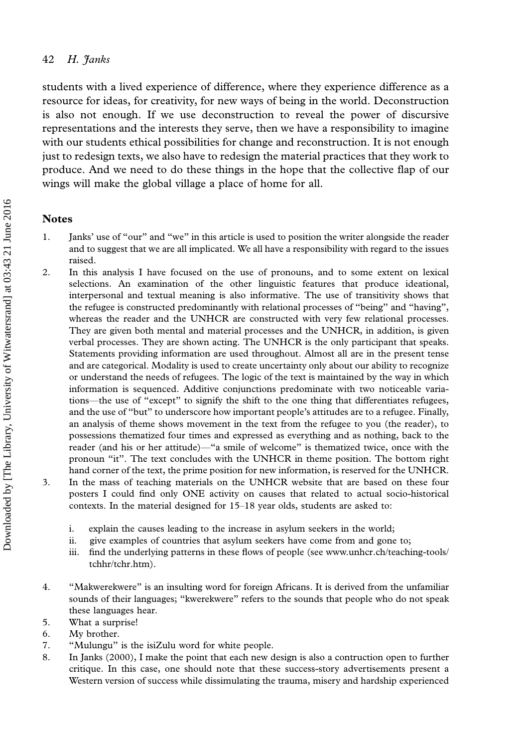students with a lived experience of difference, where they experience difference as a resource for ideas, for creativity, for new ways of being in the world. Deconstruction is also not enough. If we use deconstruction to reveal the power of discursive representations and the interests they serve, then we have a responsibility to imagine with our students ethical possibilities for change and reconstruction. It is not enough just to redesign texts, we also have to redesign the material practices that they work to produce. And we need to do these things in the hope that the collective flap of our wings will make the global village a place of home for all.

## Notes

1. Janks' use of "our" and "we" in this article is used to position the writer alongside the reader and to suggest that we are all implicated. We all have a responsibility with regard to the issues raised.
2. In this analysis I have focused on the use of pronouns, and to some extent on lexical selections. An examination of the other linguistic features that produce ideational, interpersonal and textual meaning is also informative. The use of transitivity shows that the refugee is constructed predominantly with relational processes of "being" and "having", whereas the reader and the UNHCR are constructed with very few relational processes. They are given both mental and material processes and the UNHCR, in addition, is given verbal processes. They are shown acting. The UNHCR is the only participant that speaks. Statements providing information are used throughout. Almost all are in the present tense and are categorical. Modality is used to create uncertainty only about our ability to recognize or understand the needs of refugees. The logic of the text is maintained by the way in which information is sequenced. Additive conjunctions predominate with two noticeable variations—the use of "except" to signify the shift to the one thing that differentiates refugees, and the use of "but" to underscore how important people's attitudes are to a refugee. Finally, an analysis of theme shows movement in the text from the refugee to you (the reader), to possessions thematized four times and expressed as everything and as nothing, back to the reader (and his or her attitude)—"a smile of welcome" is thematized twice, once with the pronoun "it". The text concludes with the UNHCR in theme position. The bottom right hand corner of the text, the prime position for new information, is reserved for the UNHCR.
3. In the mass of teaching materials on the UNHCR website that are based on these four posters I could find only ONE activity on causes that related to actual socio-historical contexts. In the material designed for 15–18 year olds, students are asked to:

   i. explain the causes leading to the increase in asylum seekers in the world;
   ii. give examples of countries that asylum seekers have come from and gone to;
   iii. find the underlying patterns in these flows of people (see www.unhcr.ch/teaching-tools/tchhr/tchr.htm).

4. "Makwerekwere" is an insulting word for foreign Africans. It is derived from the unfamiliar sounds of their languages; "kwerekwere" refers to the sounds that people who do not speak these languages hear.
5. What a surprise!
6. My brother.
7. "Mulungu" is the isiZulu word for white people.
8. In Janks (2000), I make the point that each new design is also a contruction open to further critique. In this case, one should note that these success-story advertisements present a Western version of success while dissimulating the trauma, misery and hardship experienced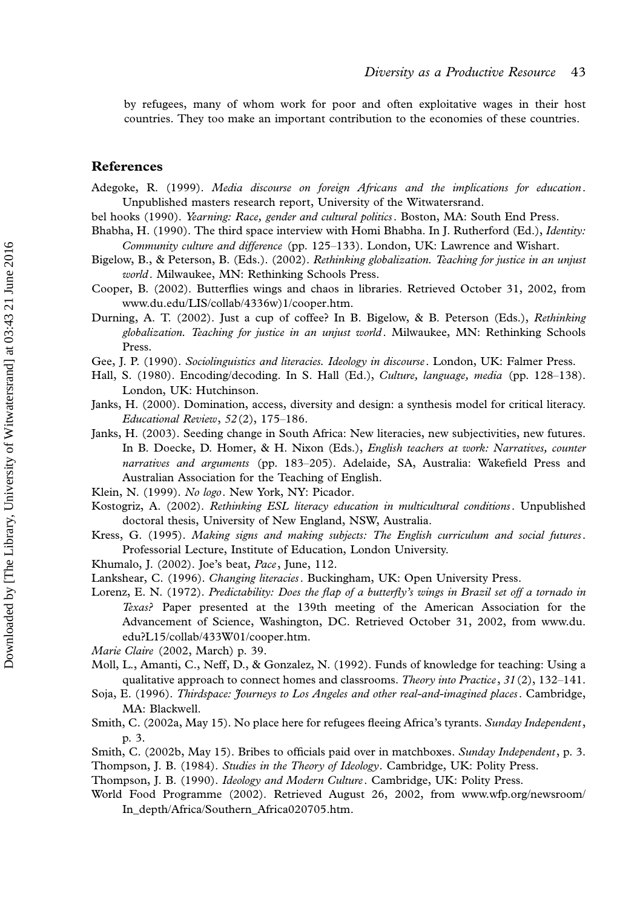by refugees, many of whom work for poor and often exploitative wages in their host countries. They too make an important contribution to the economies of these countries.

## References

Adegoke, R. (1999). *Media discourse on foreign Africans and the implications for education*. Unpublished masters research report, University of the Witwatersrand.

bel hooks (1990). *Yearning: Race, gender and cultural politics*. Boston, MA: South End Press.

Bhabha, H. (1990). The third space interview with Homi Bhabha. In J. Rutherford (Ed.), *Identity: Community culture and difference* (pp. 125–133). London, UK: Lawrence and Wishart.

Bigelow, B., & Peterson, B. (Eds.). (2002). *Rethinking globalization. Teaching for justice in an unjust world*. Milwaukee, MN: Rethinking Schools Press.

Cooper, B. (2002). Butterflies wings and chaos in libraries. Retrieved October 31, 2002, from www.du.edu/LIS/collab/4336w)1/cooper.htm.

Durning, A. T. (2002). Just a cup of coffee? In B. Bigelow, & B. Peterson (Eds.), *Rethinking globalization. Teaching for justice in an unjust world*. Milwaukee, MN: Rethinking Schools Press.

Gee, J. P. (1990). *Sociolinguistics and literacies. Ideology in discourse*. London, UK: Falmer Press.

Hall, S. (1980). Encoding/decoding. In S. Hall (Ed.), *Culture, language, media* (pp. 128–138). London, UK: Hutchinson.

Janks, H. (2000). Domination, access, diversity and design: a synthesis model for critical literacy. *Educational Review*, *52*(2), 175–186.

Janks, H. (2003). Seeding change in South Africa: New literacies, new subjectivities, new futures. In B. Doecke, D. Homer, & H. Nixon (Eds.), *English teachers at work: Narratives, counter narratives and arguments* (pp. 183–205). Adelaide, SA, Australia: Wakefield Press and Australian Association for the Teaching of English.

Klein, N. (1999). *No logo*. New York, NY: Picador.

Kostogriz, A. (2002). *Rethinking ESL literacy education in multicultural conditions*. Unpublished doctoral thesis, University of New England, NSW, Australia.

Kress, G. (1995). *Making signs and making subjects: The English curriculum and social futures*. Professorial Lecture, Institute of Education, London University.

Khumalo, J. (2002). Joe's beat, *Pace*, June, 112.

Lankshear, C. (1996). *Changing literacies*. Buckingham, UK: Open University Press.

Lorenz, E. N. (1972). *Predictability: Does the flap of a butterfly's wings in Brazil set off a tornado in Texas?* Paper presented at the 139th meeting of the American Association for the Advancement of Science, Washington, DC. Retrieved October 31, 2002, from www.du.edu?L15/collab/433W01/cooper.htm.

*Marie Claire* (2002, March) p. 39.

Moll, L., Amanti, C., Neff, D., & Gonzalez, N. (1992). Funds of knowledge for teaching: Using a qualitative approach to connect homes and classrooms. *Theory into Practice*, *31*(2), 132–141.

Soja, E. (1996). *Thirdspace: Journeys to Los Angeles and other real-and-imagined places*. Cambridge, MA: Blackwell.

Smith, C. (2002a, May 15). No place here for refugees fleeing Africa's tyrants. *Sunday Independent*, p. 3.

Smith, C. (2002b, May 15). Bribes to officials paid over in matchboxes. *Sunday Independent*, p. 3.

Thompson, J. B. (1984). *Studies in the Theory of Ideology*. Cambridge, UK: Polity Press.

Thompson, J. B. (1990). *Ideology and Modern Culture*. Cambridge, UK: Polity Press.

World Food Programme (2002). Retrieved August 26, 2002, from www.wfp.org/newsroom/In_depth/Africa/Southern_Africa020705.htm.